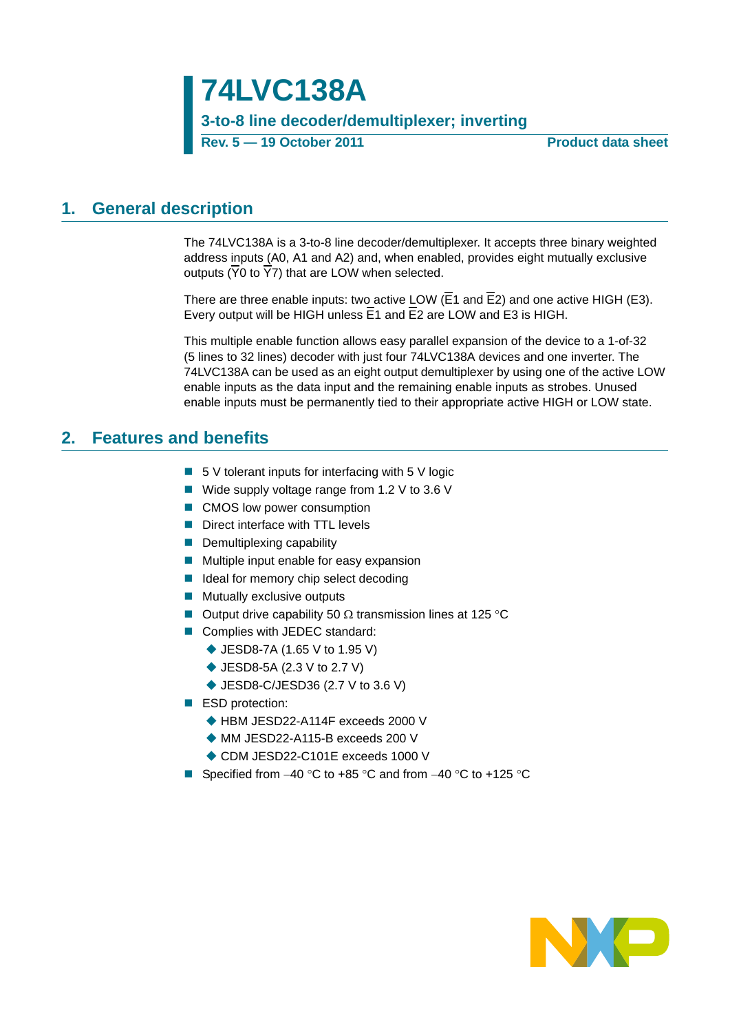// 74LVC138A

3-to-8 line decoder/demultiplexer; inverting

Rev. 5 — 19 October 2011 — Product data sheet

## 1. General description

The 74LVC138A is a 3-to-8 line decoder/demultiplexer. It accepts three binary weighted address inputs (A0, A1 and A2) and, when enabled, provides eight mutually exclusive outputs ($\overline{Y}$0 to $\overline{Y}$7) that are LOW when selected.

There are three enable inputs: two active LOW ($\overline{E}$1 and $\overline{E}$2) and one active HIGH (E3). Every output will be HIGH unless $\overline{E}$1 and $\overline{E}$2 are LOW and E3 is HIGH.

This multiple enable function allows easy parallel expansion of the device to a 1-of-32 (5 lines to 32 lines) decoder with just four 74LVC138A devices and one inverter. The 74LVC138A can be used as an eight output demultiplexer by using one of the active LOW enable inputs as the data input and the remaining enable inputs as strobes. Unused enable inputs must be permanently tied to their appropriate active HIGH or LOW state.

## 2. Features and benefits

- 5 V tolerant inputs for interfacing with 5 V logic
- Wide supply voltage range from 1.2 V to 3.6 V
- CMOS low power consumption
- Direct interface with TTL levels
- Demultiplexing capability
- Multiple input enable for easy expansion
- Ideal for memory chip select decoding
- Mutually exclusive outputs
- Output drive capability 50 Ω transmission lines at 125 °C
- Complies with JEDEC standard:
  - JESD8-7A (1.65 V to 1.95 V)
  - JESD8-5A (2.3 V to 2.7 V)
  - JESD8-C/JESD36 (2.7 V to 3.6 V)
- ESD protection:
  - HBM JESD22-A114F exceeds 2000 V
  - MM JESD22-A115-B exceeds 200 V
  - CDM JESD22-C101E exceeds 1000 V
- Specified from −40 °C to +85 °C and from −40 °C to +125 °C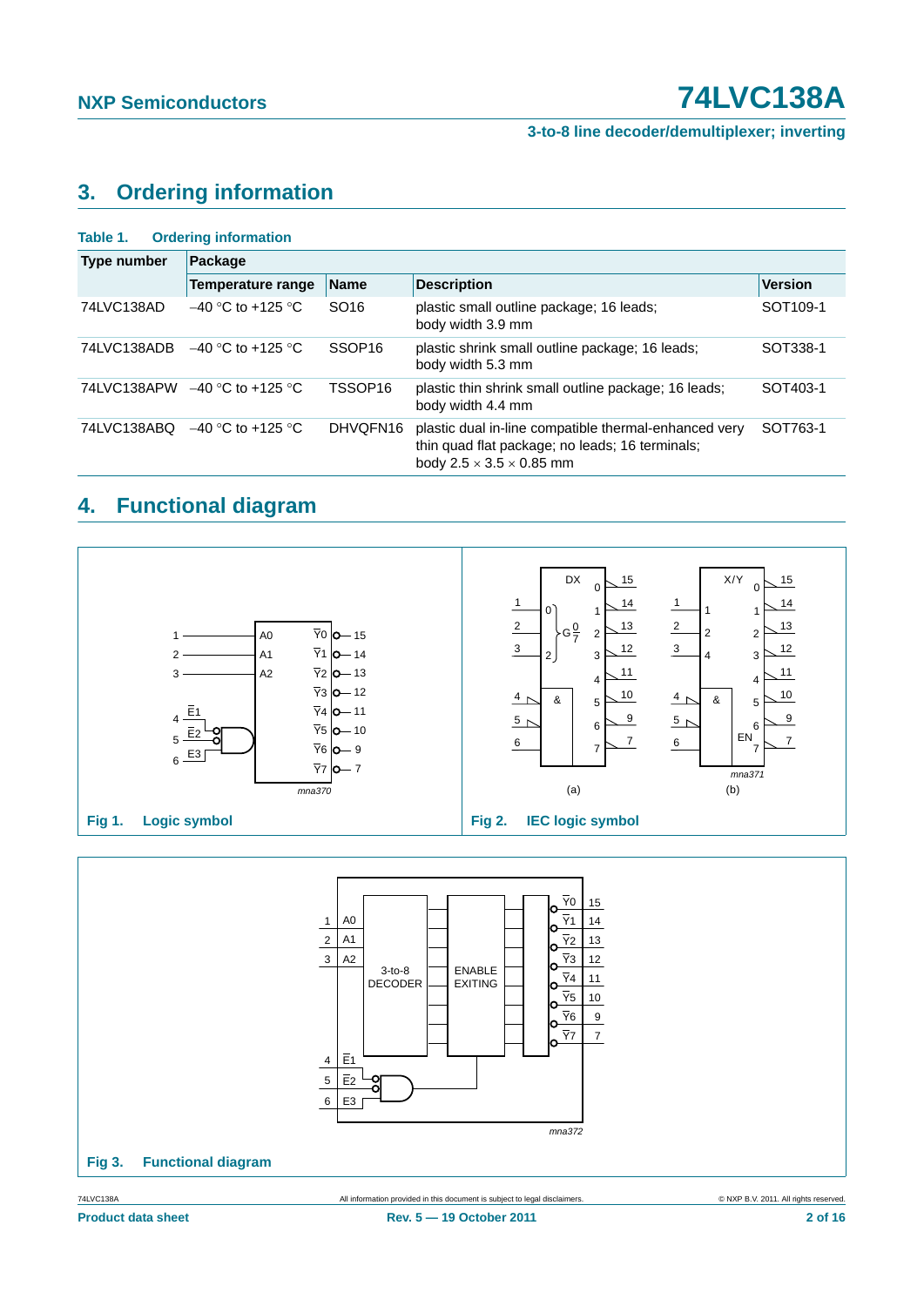## 3. Ordering information

**Table 1. Ordering information**

| Type number | Package | | | |
|---|---|---|---|---|
| | **Temperature range** | **Name** | **Description** | **Version** |
| 74LVC138AD | −40 °C to +125 °C | SO16 | plastic small outline package; 16 leads; body width 3.9 mm | SOT109-1 |
| 74LVC138ADB | −40 °C to +125 °C | SSOP16 | plastic shrink small outline package; 16 leads; body width 5.3 mm | SOT338-1 |
| 74LVC138APW | −40 °C to +125 °C | TSSOP16 | plastic thin shrink small outline package; 16 leads; body width 4.4 mm | SOT403-1 |
| 74LVC138ABQ | −40 °C to +125 °C | DHVQFN16 | plastic dual in-line compatible thermal-enhanced very thin quad flat package; no leads; 16 terminals; body 2.5 × 3.5 × 0.85 mm | SOT763-1 |

## 4. Functional diagram

**Fig 1. Logic symbol**

**Fig 2. IEC logic symbol**

**Fig 3. Functional diagram**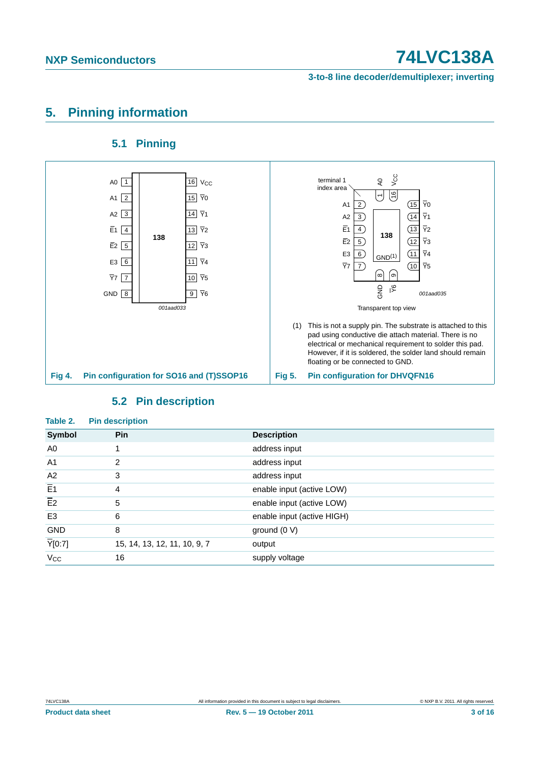## 5. Pinning information

### 5.1 Pinning

Fig 4. Pin configuration for SO16 and (T)SSOP16

Transparent top view

(1) This is not a supply pin. The substrate is attached to this pad using conductive die attach material. There is no electrical or mechanical requirement to solder this pad. However, if it is soldered, the solder land should remain floating or be connected to GND.

Fig 5. Pin configuration for DHVQFN16

### 5.2 Pin description

**Table 2. Pin description**

| Symbol | Pin | Description |
|---|---|---|
| A0 | 1 | address input |
| A1 | 2 | address input |
| A2 | 3 | address input |
| $\overline{E1}$ | 4 | enable input (active LOW) |
| $\overline{E2}$ | 5 | enable input (active LOW) |
| E3 | 6 | enable input (active HIGH) |
| GND | 8 | ground (0 V) |
| $\overline{Y}$[0:7] | 15, 14, 13, 12, 11, 10, 9, 7 | output |
| $V_{CC}$ | 16 | supply voltage |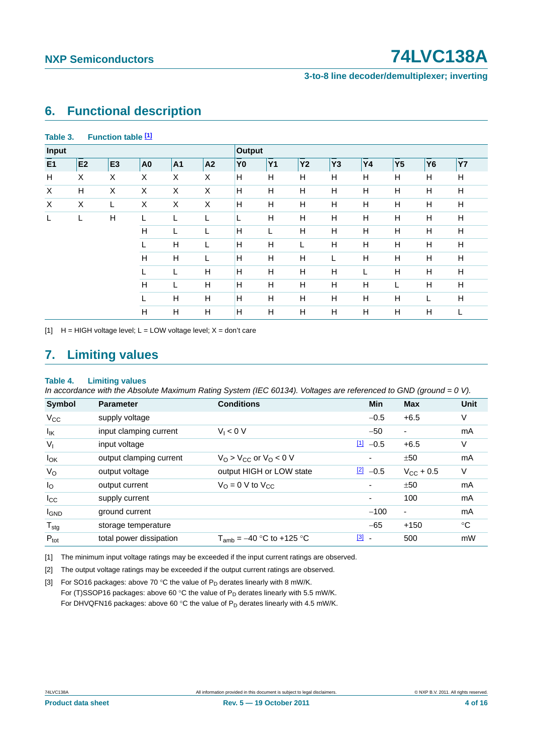## 6. Functional description

**Table 3. Function table [1]**

| Input | | | | | | Output | | | | | | | |
|---|---|---|---|---|---|---|---|---|---|---|---|---|---|
| $\overline{E1}$ | $\overline{E2}$ | E3 | A0 | A1 | A2 | $\overline{Y0}$ | $\overline{Y1}$ | $\overline{Y2}$ | $\overline{Y3}$ | $\overline{Y4}$ | $\overline{Y5}$ | $\overline{Y6}$ | $\overline{Y7}$ |
| H | X | X | X | X | X | H | H | H | H | H | H | H | H |
| X | H | X | X | X | X | H | H | H | H | H | H | H | H |
| X | X | L | X | X | X | H | H | H | H | H | H | H | H |
| L | L | H | L | L | L | L | H | H | H | H | H | H | H |
| | | | H | L | L | H | L | H | H | H | H | H | H |
| | | | L | H | L | H | H | L | H | H | H | H | H |
| | | | H | H | L | H | H | H | L | H | H | H | H |
| | | | L | L | H | H | H | H | H | L | H | H | H |
| | | | H | L | H | H | H | H | H | H | L | H | H |
| | | | L | H | H | H | H | H | H | H | H | L | H |
| | | | H | H | H | H | H | H | H | H | H | H | L |

[1] H = HIGH voltage level; L = LOW voltage level; X = don't care

## 7. Limiting values

**Table 4. Limiting values**

*In accordance with the Absolute Maximum Rating System (IEC 60134). Voltages are referenced to GND (ground = 0 V).*

| Symbol | Parameter | Conditions | | Min | Max | Unit |
|---|---|---|---|---|---|---|
| $V_{CC}$ | supply voltage | | | −0.5 | +6.5 | V |
| $I_{IK}$ | input clamping current | $V_I < 0$ V | | −50 | - | mA |
| $V_I$ | input voltage | | [1] | −0.5 | +6.5 | V |
| $I_{OK}$ | output clamping current | $V_O > V_{CC}$ or $V_O < 0$ V | | - | ±50 | mA |
| $V_O$ | output voltage | output HIGH or LOW state | [2] | −0.5 | $V_{CC}$ + 0.5 | V |
| $I_O$ | output current | $V_O$ = 0 V to $V_{CC}$ | | - | ±50 | mA |
| $I_{CC}$ | supply current | | | - | 100 | mA |
| $I_{GND}$ | ground current | | | −100 | - | mA |
| $T_{stg}$ | storage temperature | | | −65 | +150 | °C |
| $P_{tot}$ | total power dissipation | $T_{amb}$ = −40 °C to +125 °C | [3] | - | 500 | mW |

[1] The minimum input voltage ratings may be exceeded if the input current ratings are observed.

[2] The output voltage ratings may be exceeded if the output current ratings are observed.

[3] For SO16 packages: above 70 °C the value of $P_D$ derates linearly with 8 mW/K.
For (T)SSOP16 packages: above 60 °C the value of $P_D$ derates linearly with 5.5 mW/K.
For DHVQFN16 packages: above 60 °C the value of $P_D$ derates linearly with 4.5 mW/K.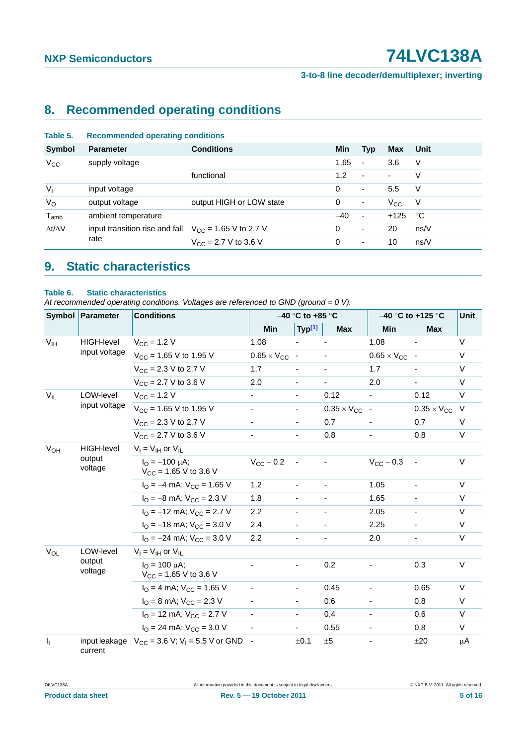## 8. Recommended operating conditions

**Table 5. Recommended operating conditions**

| Symbol | Parameter | Conditions | Min | Typ | Max | Unit |
|---|---|---|---|---|---|---|
| $V_{CC}$ | supply voltage | | 1.65 | - | 3.6 | V |
| | | functional | 1.2 | - | - | V |
| $V_I$ | input voltage | | 0 | - | 5.5 | V |
| $V_O$ | output voltage | output HIGH or LOW state | 0 | - | $V_{CC}$ | V |
| $T_{amb}$ | ambient temperature | | −40 | - | +125 | °C |
| $\Delta t/\Delta V$ | input transition rise and fall rate | $V_{CC}$ = 1.65 V to 2.7 V | 0 | - | 20 | ns/V |
| | | $V_{CC}$ = 2.7 V to 3.6 V | 0 | - | 10 | ns/V |

## 9. Static characteristics

**Table 6. Static characteristics**

*At recommended operating conditions. Voltages are referenced to GND (ground = 0 V).*

| Symbol | Parameter | Conditions | −40 °C to +85 °C | | | −40 °C to +125 °C | | Unit |
|---|---|---|---|---|---|---|---|---|
| | | | Min | Typ[1] | Max | Min | Max | |
| $V_{IH}$ | HIGH-level input voltage | $V_{CC}$ = 1.2 V | 1.08 | - | - | 1.08 | - | V |
| | | $V_{CC}$ = 1.65 V to 1.95 V | 0.65 × $V_{CC}$ | - | - | 0.65 × $V_{CC}$ | - | V |
| | | $V_{CC}$ = 2.3 V to 2.7 V | 1.7 | - | - | 1.7 | - | V |
| | | $V_{CC}$ = 2.7 V to 3.6 V | 2.0 | - | - | 2.0 | - | V |
| $V_{IL}$ | LOW-level input voltage | $V_{CC}$ = 1.2 V | - | - | 0.12 | - | 0.12 | V |
| | | $V_{CC}$ = 1.65 V to 1.95 V | - | - | 0.35 × $V_{CC}$ | - | 0.35 × $V_{CC}$ | V |
| | | $V_{CC}$ = 2.3 V to 2.7 V | - | - | 0.7 | - | 0.7 | V |
| | | $V_{CC}$ = 2.7 V to 3.6 V | - | - | 0.8 | - | 0.8 | V |
| $V_{OH}$ | HIGH-level output voltage | $V_I$ = $V_{IH}$ or $V_{IL}$ | | | | | | |
| | | $I_O$ = −100 μA; $V_{CC}$ = 1.65 V to 3.6 V | $V_{CC}$ − 0.2 | - | - | $V_{CC}$ − 0.3 | - | V |
| | | $I_O$ = −4 mA; $V_{CC}$ = 1.65 V | 1.2 | - | - | 1.05 | - | V |
| | | $I_O$ = −8 mA; $V_{CC}$ = 2.3 V | 1.8 | - | - | 1.65 | - | V |
| | | $I_O$ = −12 mA; $V_{CC}$ = 2.7 V | 2.2 | - | - | 2.05 | - | V |
| | | $I_O$ = −18 mA; $V_{CC}$ = 3.0 V | 2.4 | - | - | 2.25 | - | V |
| | | $I_O$ = −24 mA; $V_{CC}$ = 3.0 V | 2.2 | - | - | 2.0 | - | V |
| $V_{OL}$ | LOW-level output voltage | $V_I$ = $V_{IH}$ or $V_{IL}$ | | | | | | |
| | | $I_O$ = 100 μA; $V_{CC}$ = 1.65 V to 3.6 V | - | - | 0.2 | - | 0.3 | V |
| | | $I_O$ = 4 mA; $V_{CC}$ = 1.65 V | - | - | 0.45 | - | 0.65 | V |
| | | $I_O$ = 8 mA; $V_{CC}$ = 2.3 V | - | - | 0.6 | - | 0.8 | V |
| | | $I_O$ = 12 mA; $V_{CC}$ = 2.7 V | - | - | 0.4 | - | 0.6 | V |
| | | $I_O$ = 24 mA; $V_{CC}$ = 3.0 V | - | - | 0.55 | - | 0.8 | V |
| $I_I$ | input leakage current | $V_{CC}$ = 3.6 V; $V_I$ = 5.5 V or GND | - | ±0.1 | ±5 | - | ±20 | μA |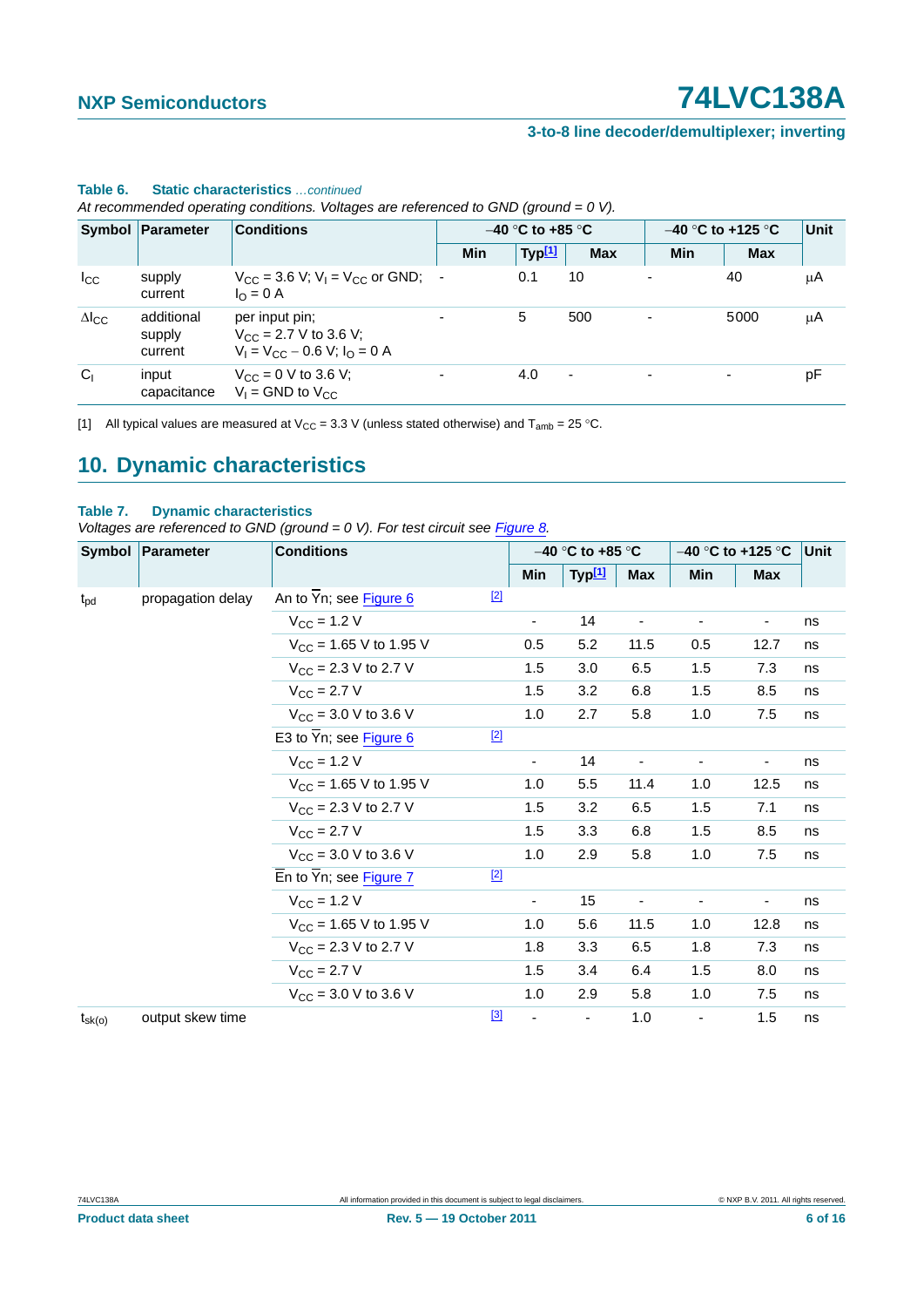**Table 6. Static characteristics** *...continued*

*At recommended operating conditions. Voltages are referenced to GND (ground = 0 V).*

| Symbol | Parameter | Conditions | −40 °C to +85 °C | | | −40 °C to +125 °C | | Unit |
|---|---|---|---|---|---|---|---|---|
| | | | Min | Typ[1] | Max | Min | Max | |
| $I_{CC}$ | supply current | $V_{CC}$ = 3.6 V; $V_I$ = $V_{CC}$ or GND; $I_O$ = 0 A | - | 0.1 | 10 | - | 40 | μA |
| $\Delta I_{CC}$ | additional supply current | per input pin; $V_{CC}$ = 2.7 V to 3.6 V; $V_I$ = $V_{CC}$ − 0.6 V; $I_O$ = 0 A | - | 5 | 500 | - | 5000 | μA |
| $C_I$ | input capacitance | $V_{CC}$ = 0 V to 3.6 V; $V_I$ = GND to $V_{CC}$ | - | 4.0 | - | - | - | pF |

[1] All typical values are measured at $V_{CC}$ = 3.3 V (unless stated otherwise) and $T_{amb}$ = 25 °C.

## 10. Dynamic characteristics

**Table 7. Dynamic characteristics**

*Voltages are referenced to GND (ground = 0 V). For test circuit see Figure 8.*

| Symbol | Parameter | Conditions | | −40 °C to +85 °C | | | −40 °C to +125 °C | | Unit |
|---|---|---|---|---|---|---|---|---|---|
| | | | | Min | Typ[1] | Max | Min | Max | |
| $t_{pd}$ | propagation delay | An to $\overline{Y}$n; see Figure 6 | [2] | | | | | | |
| | | $V_{CC}$ = 1.2 V | | - | 14 | - | - | - | ns |
| | | $V_{CC}$ = 1.65 V to 1.95 V | | 0.5 | 5.2 | 11.5 | 0.5 | 12.7 | ns |
| | | $V_{CC}$ = 2.3 V to 2.7 V | | 1.5 | 3.0 | 6.5 | 1.5 | 7.3 | ns |
| | | $V_{CC}$ = 2.7 V | | 1.5 | 3.2 | 6.8 | 1.5 | 8.5 | ns |
| | | $V_{CC}$ = 3.0 V to 3.6 V | | 1.0 | 2.7 | 5.8 | 1.0 | 7.5 | ns |
| | | E3 to $\overline{Y}$n; see Figure 6 | [2] | | | | | | |
| | | $V_{CC}$ = 1.2 V | | - | 14 | - | - | - | ns |
| | | $V_{CC}$ = 1.65 V to 1.95 V | | 1.0 | 5.5 | 11.4 | 1.0 | 12.5 | ns |
| | | $V_{CC}$ = 2.3 V to 2.7 V | | 1.5 | 3.2 | 6.5 | 1.5 | 7.1 | ns |
| | | $V_{CC}$ = 2.7 V | | 1.5 | 3.3 | 6.8 | 1.5 | 8.5 | ns |
| | | $V_{CC}$ = 3.0 V to 3.6 V | | 1.0 | 2.9 | 5.8 | 1.0 | 7.5 | ns |
| | | $\overline{E}$n to $\overline{Y}$n; see Figure 7 | [2] | | | | | | |
| | | $V_{CC}$ = 1.2 V | | - | 15 | - | - | - | ns |
| | | $V_{CC}$ = 1.65 V to 1.95 V | | 1.0 | 5.6 | 11.5 | 1.0 | 12.8 | ns |
| | | $V_{CC}$ = 2.3 V to 2.7 V | | 1.8 | 3.3 | 6.5 | 1.8 | 7.3 | ns |
| | | $V_{CC}$ = 2.7 V | | 1.5 | 3.4 | 6.4 | 1.5 | 8.0 | ns |
| | | $V_{CC}$ = 3.0 V to 3.6 V | | 1.0 | 2.9 | 5.8 | 1.0 | 7.5 | ns |
| $t_{sk(o)}$ | output skew time | | [3] | - | - | 1.0 | - | 1.5 | ns |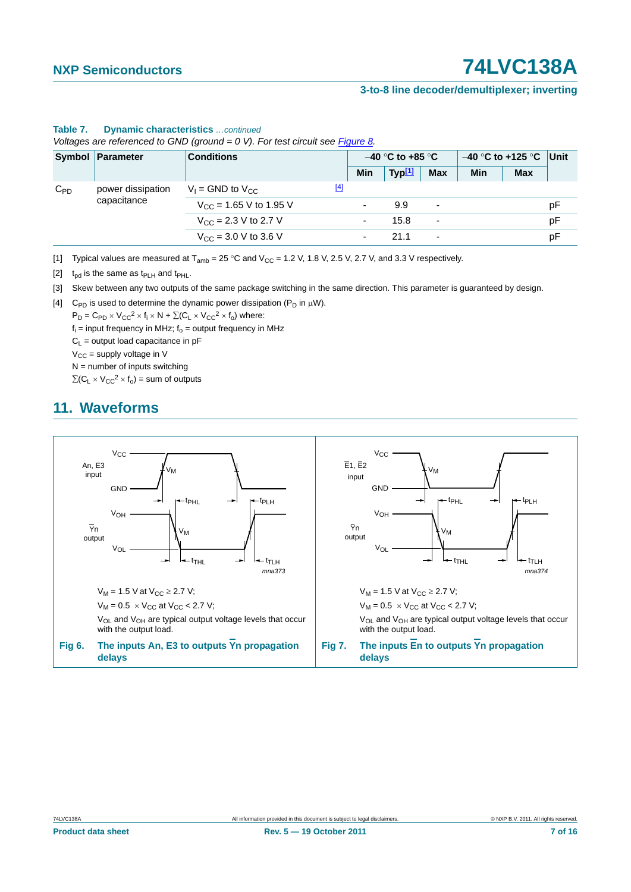**Table 7. Dynamic characteristics** *...continued*

*Voltages are referenced to GND (ground = 0 V). For test circuit see Figure 8.*

| Symbol | Parameter | Conditions | −40 °C to +85 °C | | | −40 °C to +125 °C | | Unit |
|---|---|---|---|---|---|---|---|---|
| | | | Min | Typ[1] | Max | Min | Max | |
| $C_{PD}$ | power dissipation capacitance | $V_I$ = GND to $V_{CC}$ [4] | | | | | | |
| | | $V_{CC}$ = 1.65 V to 1.95 V | - | 9.9 | - | | | pF |
| | | $V_{CC}$ = 2.3 V to 2.7 V | - | 15.8 | - | | | pF |
| | | $V_{CC}$ = 3.0 V to 3.6 V | - | 21.1 | - | | | pF |

[1] Typical values are measured at $T_{amb}$ = 25 °C and $V_{CC}$ = 1.2 V, 1.8 V, 2.5 V, 2.7 V, and 3.3 V respectively.

[2] $t_{pd}$ is the same as $t_{PLH}$ and $t_{PHL}$.

[3] Skew between any two outputs of the same package switching in the same direction. This parameter is guaranteed by design.

[4] $C_{PD}$ is used to determine the dynamic power dissipation ($P_D$ in μW).

$P_D = C_{PD} \times V_{CC}^2 \times f_i \times N + \Sigma(C_L \times V_{CC}^2 \times f_o)$ where:

$f_i$ = input frequency in MHz; $f_o$ = output frequency in MHz

$C_L$ = output load capacitance in pF

$V_{CC}$ = supply voltage in V

N = number of inputs switching

$\Sigma(C_L \times V_{CC}^2 \times f_o)$ = sum of outputs

## 11. Waveforms

$V_M$ = 1.5 V at $V_{CC} \geq$ 2.7 V;

$V_M = 0.5 \times V_{CC}$ at $V_{CC}$ < 2.7 V;

$V_{OL}$ and $V_{OH}$ are typical output voltage levels that occur with the output load.

**Fig 6. The inputs An, E3 to outputs $\overline{Y}$n propagation delays**

$V_M$ = 1.5 V at $V_{CC} \geq$ 2.7 V;

$V_M = 0.5 \times V_{CC}$ at $V_{CC}$ < 2.7 V;

$V_{OL}$ and $V_{OH}$ are typical output voltage levels that occur with the output load.

**Fig 7. The inputs $\overline{E}$n to outputs $\overline{Y}$n propagation delays**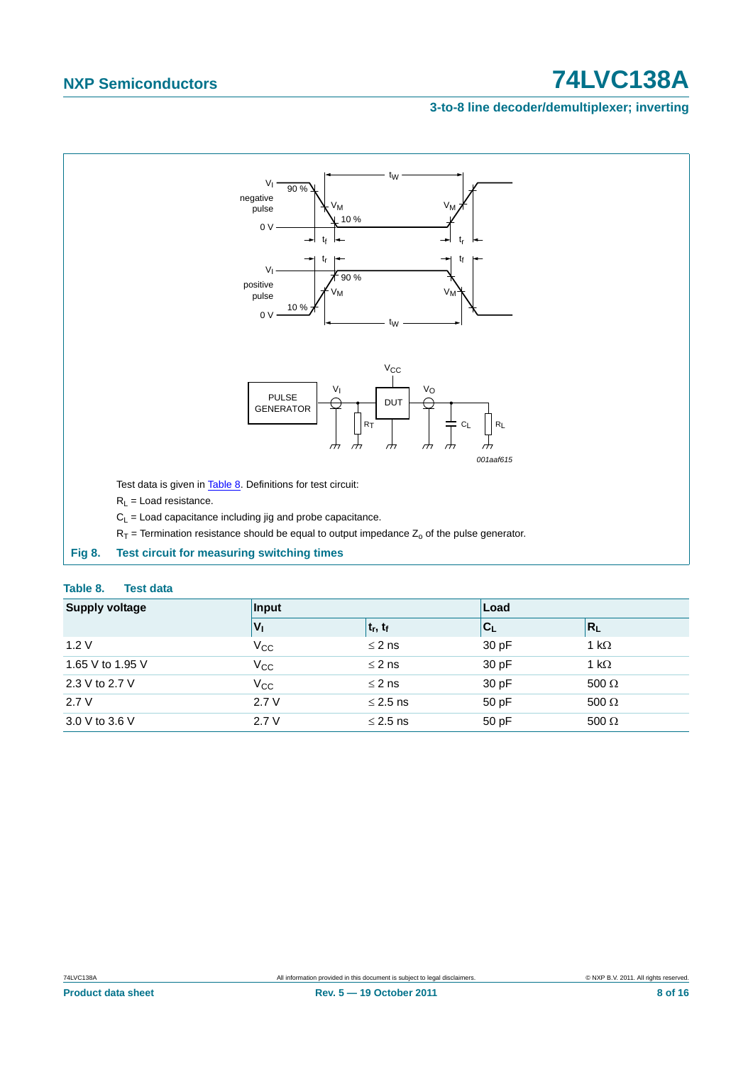Test data is given in Table 8. Definitions for test circuit:

$R_L$ = Load resistance.

$C_L$ = Load capacitance including jig and probe capacitance.

$R_T$ = Termination resistance should be equal to output impedance $Z_o$ of the pulse generator.

**Fig 8. Test circuit for measuring switching times**

**Table 8. Test data**

| Supply voltage | Input | | Load | |
|---|---|---|---|---|
| | $V_I$ | $t_r$, $t_f$ | $C_L$ | $R_L$ |
| 1.2 V | $V_{CC}$ | ≤ 2 ns | 30 pF | 1 kΩ |
| 1.65 V to 1.95 V | $V_{CC}$ | ≤ 2 ns | 30 pF | 1 kΩ |
| 2.3 V to 2.7 V | $V_{CC}$ | ≤ 2 ns | 30 pF | 500 Ω |
| 2.7 V | 2.7 V | ≤ 2.5 ns | 50 pF | 500 Ω |
| 3.0 V to 3.6 V | 2.7 V | ≤ 2.5 ns | 50 pF | 500 Ω |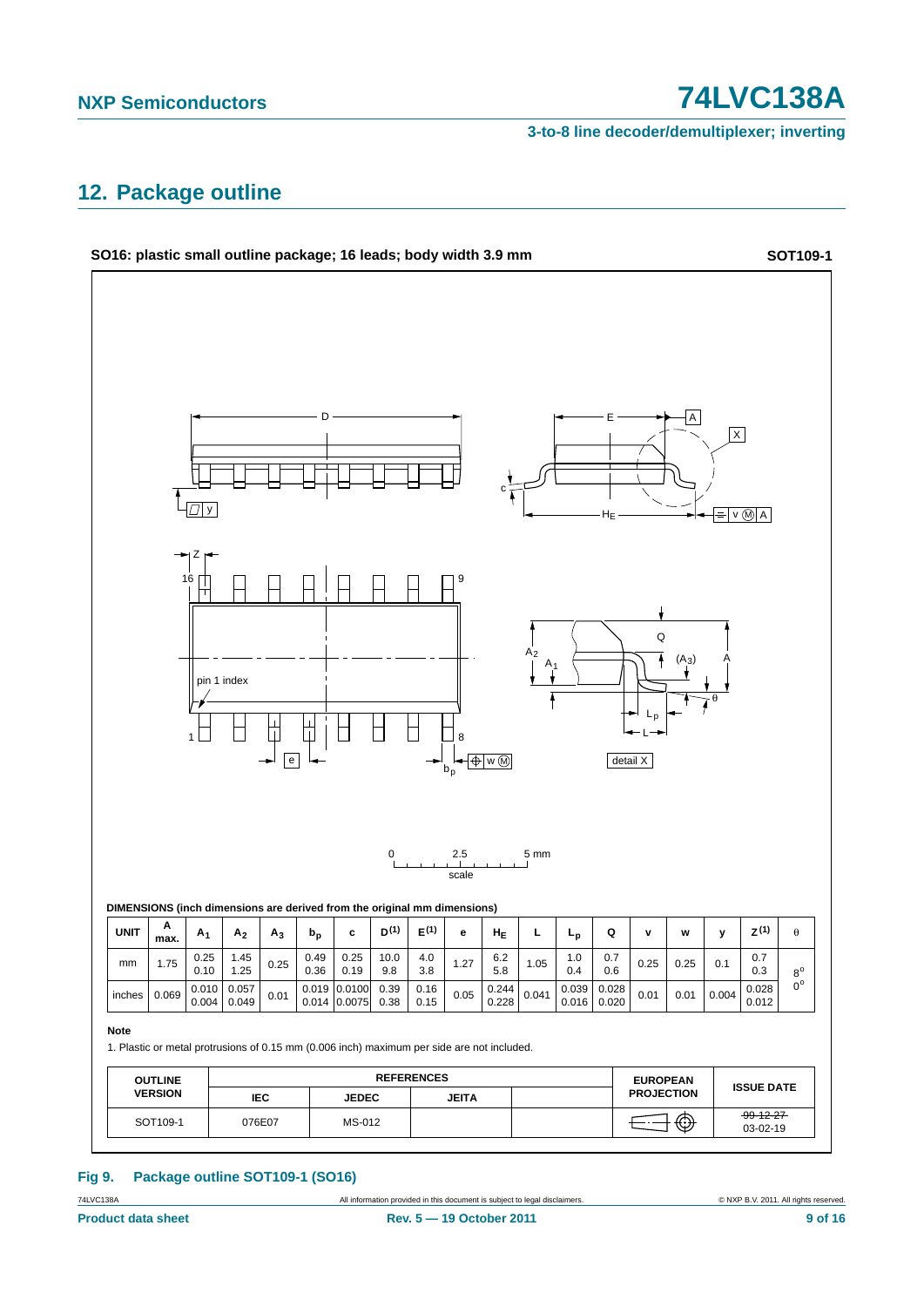## 12. Package outline

**SO16: plastic small outline package; 16 leads; body width 3.9 mm** **SOT109-1**

**DIMENSIONS (inch dimensions are derived from the original mm dimensions)**

| UNIT | A max. | $A_1$ | $A_2$ | $A_3$ | $b_p$ | c | $D^{(1)}$ | $E^{(1)}$ | e | $H_E$ | L | $L_p$ | Q | v | w | y | $Z^{(1)}$ | θ |
|---|---|---|---|---|---|---|---|---|---|---|---|---|---|---|---|---|---|---|
| mm | 1.75 | 0.25 0.10 | 1.45 1.25 | 0.25 | 0.49 0.36 | 0.25 0.19 | 10.0 9.8 | 4.0 3.8 | 1.27 | 6.2 5.8 | 1.05 | 1.0 0.4 | 0.7 0.6 | 0.25 | 0.25 | 0.1 | 0.7 0.3 | 8° 0° |
| inches | 0.069 | 0.010 0.004 | 0.057 0.049 | 0.01 | 0.019 0.014 | 0.0100 0.0075 | 0.39 0.38 | 0.16 0.15 | 0.05 | 0.244 0.228 | 0.041 | 0.039 0.016 | 0.028 0.020 | 0.01 | 0.01 | 0.004 | 0.028 0.012 | |

**Note**

1. Plastic or metal protrusions of 0.15 mm (0.006 inch) maximum per side are not included.

| OUTLINE VERSION | REFERENCES | | | | EUROPEAN PROJECTION | ISSUE DATE |
|---|---|---|---|---|---|---|
| | IEC | JEDEC | JEITA | | | |
| SOT109-1 | 076E07 | MS-012 | | | | ~~99-12-27~~ 03-02-19 |

**Fig 9. Package outline SOT109-1 (SO16)**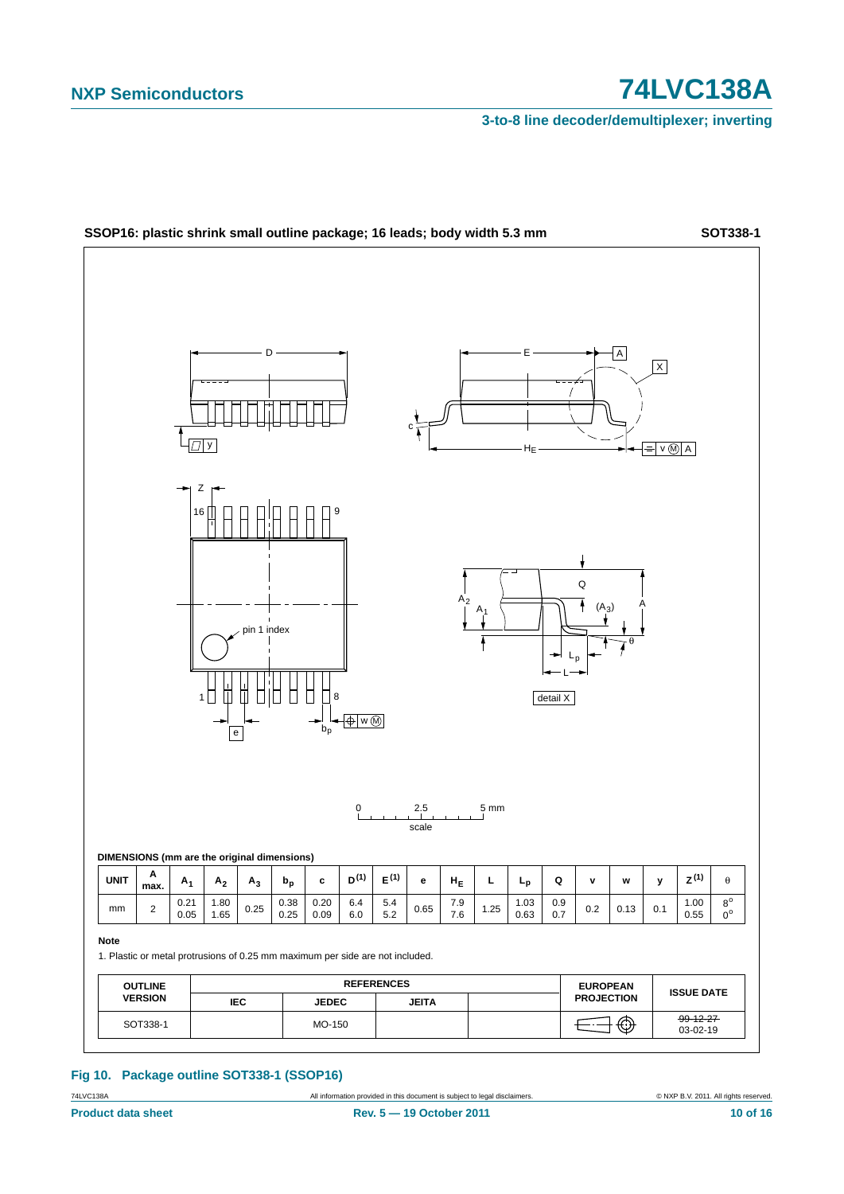**SSOP16: plastic shrink small outline package; 16 leads; body width 5.3 mm** **SOT338-1**

**DIMENSIONS (mm are the original dimensions)**

| UNIT | A max. | $A_1$ | $A_2$ | $A_3$ | $b_p$ | c | $D^{(1)}$ | $E^{(1)}$ | e | $H_E$ | L | $L_p$ | Q | v | w | y | $Z^{(1)}$ | θ |
|---|---|---|---|---|---|---|---|---|---|---|---|---|---|---|---|---|---|---|
| mm | 2 | 0.21<br>0.05 | 1.80<br>1.65 | 0.25 | 0.38<br>0.25 | 0.20<br>0.09 | 6.4<br>6.0 | 5.4<br>5.2 | 0.65 | 7.9<br>7.6 | 1.25 | 1.03<br>0.63 | 0.9<br>0.7 | 0.2 | 0.13 | 0.1 | 1.00<br>0.55 | 8°<br>0° |

**Note**

1. Plastic or metal protrusions of 0.25 mm maximum per side are not included.

| OUTLINE VERSION | REFERENCES | | | | EUROPEAN PROJECTION | ISSUE DATE |
|---|---|---|---|---|---|---|
| | IEC | JEDEC | JEITA | | | |
| SOT338-1 | | MO-150 | | | | ~~99-12-27~~<br>03-02-19 |

**Fig 10. Package outline SOT338-1 (SSOP16)**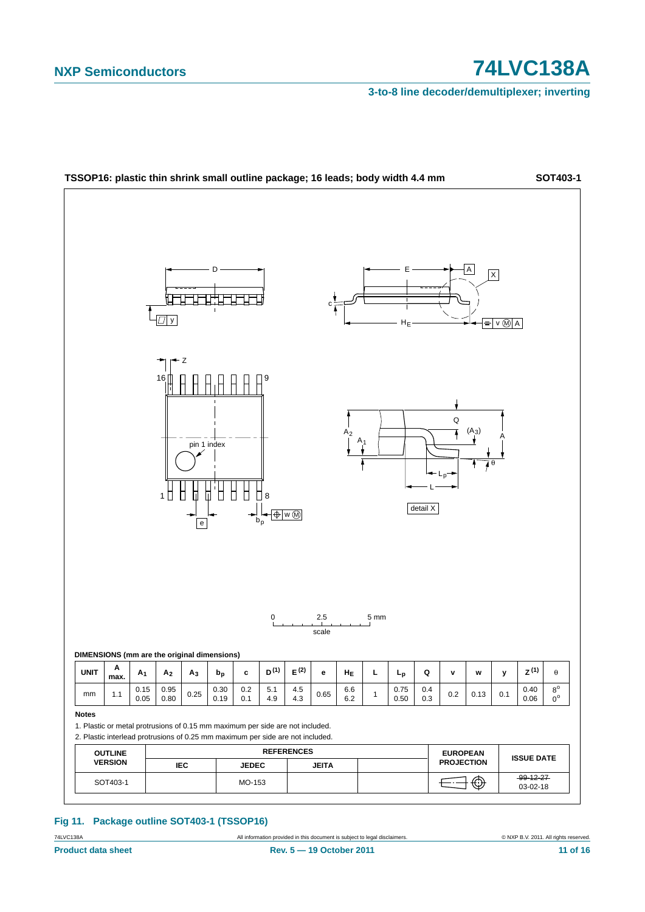**TSSOP16: plastic thin shrink small outline package; 16 leads; body width 4.4 mm** **SOT403-1**

**DIMENSIONS (mm are the original dimensions)**

| UNIT | A max. | $A_1$ | $A_2$ | $A_3$ | $b_p$ | c | D (1) | E (2) | e | $H_E$ | L | $L_p$ | Q | v | w | y | Z (1) | θ |
|---|---|---|---|---|---|---|---|---|---|---|---|---|---|---|---|---|---|---|
| mm | 1.1 | 0.15<br>0.05 | 0.95<br>0.80 | 0.25 | 0.30<br>0.19 | 0.2<br>0.1 | 5.1<br>4.9 | 4.5<br>4.3 | 0.65 | 6.6<br>6.2 | 1 | 0.75<br>0.50 | 0.4<br>0.3 | 0.2 | 0.13 | 0.1 | 0.40<br>0.06 | 8°<br>0° |

**Notes**

1. Plastic or metal protrusions of 0.15 mm maximum per side are not included.
2. Plastic interlead protrusions of 0.25 mm maximum per side are not included.

| OUTLINE VERSION | REFERENCES | | | | EUROPEAN PROJECTION | ISSUE DATE |
|---|---|---|---|---|---|---|
| | IEC | JEDEC | JEITA | | | |
| SOT403-1 | | MO-153 | | | | ~~99-12-27~~<br>03-02-18 |

**Fig 11. Package outline SOT403-1 (TSSOP16)**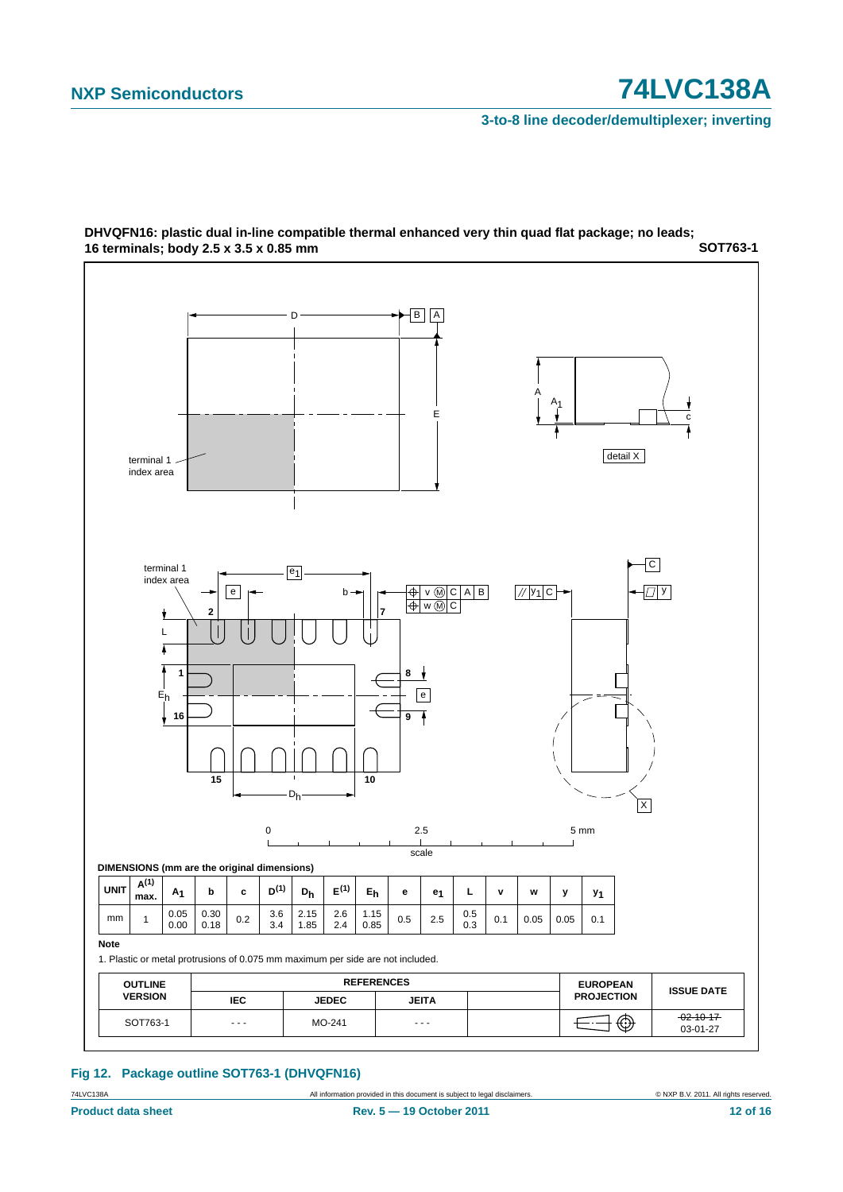**DHVQFN16: plastic dual in-line compatible thermal enhanced very thin quad flat package; no leads; 16 terminals; body 2.5 x 3.5 x 0.85 mm** **SOT763-1**

**DIMENSIONS (mm are the original dimensions)**

| UNIT | A(1) max. | $A_1$ | b | c | D(1) | $D_h$ | E(1) | $E_h$ | e | $e_1$ | L | v | w | y | $y_1$ |
|---|---|---|---|---|---|---|---|---|---|---|---|---|---|---|---|
| mm | 1 | 0.05<br>0.00 | 0.30<br>0.18 | 0.2 | 3.6<br>3.4 | 2.15<br>1.85 | 2.6<br>2.4 | 1.15<br>0.85 | 0.5 | 2.5 | 0.5<br>0.3 | 0.1 | 0.05 | 0.05 | 0.1 |

**Note**

1. Plastic or metal protrusions of 0.075 mm maximum per side are not included.

| OUTLINE VERSION | REFERENCES | | | | EUROPEAN PROJECTION | ISSUE DATE |
|---|---|---|---|---|---|---|
| | IEC | JEDEC | JEITA | | | |
| SOT763-1 | - - - | MO-241 | - - - | | | ~~02-10-17~~<br>03-01-27 |

**Fig 12. Package outline SOT763-1 (DHVQFN16)**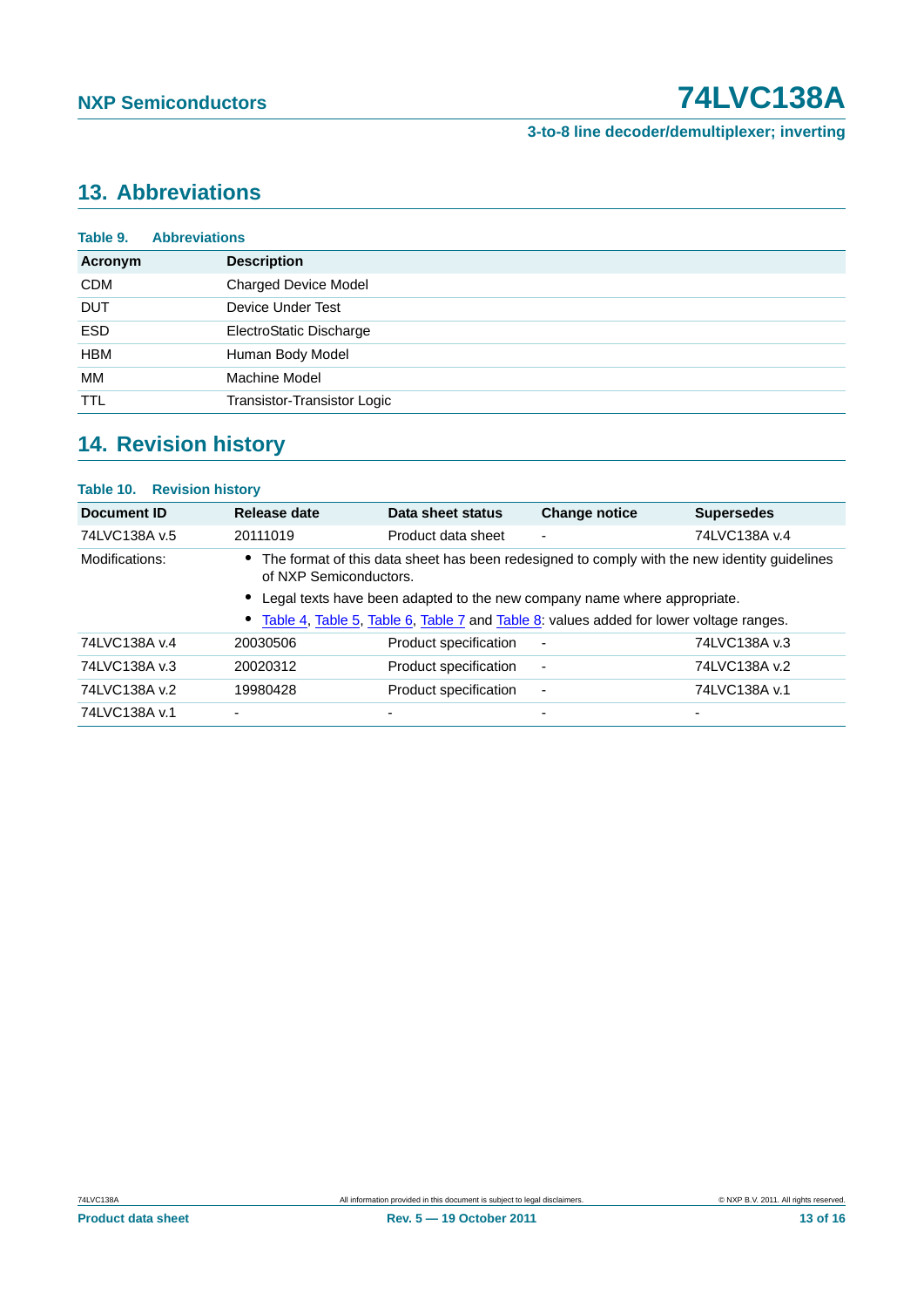## 13. Abbreviations

**Table 9. Abbreviations**

| Acronym | Description |
|---|---|
| CDM | Charged Device Model |
| DUT | Device Under Test |
| ESD | ElectroStatic Discharge |
| HBM | Human Body Model |
| MM | Machine Model |
| TTL | Transistor-Transistor Logic |

## 14. Revision history

**Table 10. Revision history**

| Document ID | Release date | Data sheet status | Change notice | Supersedes |
|---|---|---|---|---|
| 74LVC138A v.5 | 20111019 | Product data sheet | - | 74LVC138A v.4 |
| Modifications: | • The format of this data sheet has been redesigned to comply with the new identity guidelines of NXP Semiconductors.<br>• Legal texts have been adapted to the new company name where appropriate.<br>• Table 4, Table 5, Table 6, Table 7 and Table 8: values added for lower voltage ranges. | | | |
| 74LVC138A v.4 | 20030506 | Product specification | - | 74LVC138A v.3 |
| 74LVC138A v.3 | 20020312 | Product specification | - | 74LVC138A v.2 |
| 74LVC138A v.2 | 19980428 | Product specification | - | 74LVC138A v.1 |
| 74LVC138A v.1 | - | - | - | - |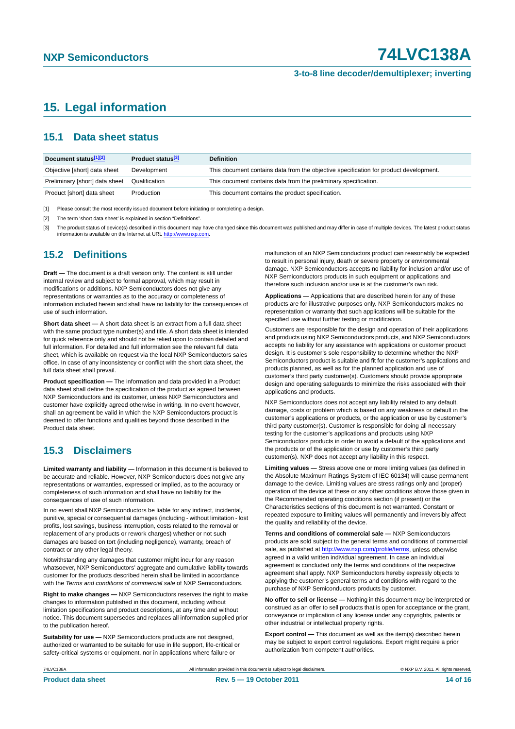## 15. Legal information

### 15.1 Data sheet status

| Document status[1][2] | Product status[3] | Definition |
|---|---|---|
| Objective [short] data sheet | Development | This document contains data from the objective specification for product development. |
| Preliminary [short] data sheet | Qualification | This document contains data from the preliminary specification. |
| Product [short] data sheet | Production | This document contains the product specification. |

[1] Please consult the most recently issued document before initiating or completing a design.

[2] The term 'short data sheet' is explained in section "Definitions".

[3] The product status of device(s) described in this document may have changed since this document was published and may differ in case of multiple devices. The latest product status information is available on the Internet at URL http://www.nxp.com.

### 15.2 Definitions

**Draft —** The document is a draft version only. The content is still under internal review and subject to formal approval, which may result in modifications or additions. NXP Semiconductors does not give any representations or warranties as to the accuracy or completeness of information included herein and shall have no liability for the consequences of use of such information.

**Short data sheet —** A short data sheet is an extract from a full data sheet with the same product type number(s) and title. A short data sheet is intended for quick reference only and should not be relied upon to contain detailed and full information. For detailed and full information see the relevant full data sheet, which is available on request via the local NXP Semiconductors sales office. In case of any inconsistency or conflict with the short data sheet, the full data sheet shall prevail.

**Product specification —** The information and data provided in a Product data sheet shall define the specification of the product as agreed between NXP Semiconductors and its customer, unless NXP Semiconductors and customer have explicitly agreed otherwise in writing. In no event however, shall an agreement be valid in which the NXP Semiconductors product is deemed to offer functions and qualities beyond those described in the Product data sheet.

### 15.3 Disclaimers

**Limited warranty and liability —** Information in this document is believed to be accurate and reliable. However, NXP Semiconductors does not give any representations or warranties, expressed or implied, as to the accuracy or completeness of such information and shall have no liability for the consequences of use of such information.

In no event shall NXP Semiconductors be liable for any indirect, incidental, punitive, special or consequential damages (including - without limitation - lost profits, lost savings, business interruption, costs related to the removal or replacement of any products or rework charges) whether or not such damages are based on tort (including negligence), warranty, breach of contract or any other legal theory.

Notwithstanding any damages that customer might incur for any reason whatsoever, NXP Semiconductors' aggregate and cumulative liability towards customer for the products described herein shall be limited in accordance with the *Terms and conditions of commercial sale* of NXP Semiconductors.

**Right to make changes —** NXP Semiconductors reserves the right to make changes to information published in this document, including without limitation specifications and product descriptions, at any time and without notice. This document supersedes and replaces all information supplied prior to the publication hereof.

**Suitability for use —** NXP Semiconductors products are not designed, authorized or warranted to be suitable for use in life support, life-critical or safety-critical systems or equipment, nor in applications where failure or malfunction of an NXP Semiconductors product can reasonably be expected to result in personal injury, death or severe property or environmental damage. NXP Semiconductors accepts no liability for inclusion and/or use of NXP Semiconductors products in such equipment or applications and therefore such inclusion and/or use is at the customer's own risk.

**Applications —** Applications that are described herein for any of these products are for illustrative purposes only. NXP Semiconductors makes no representation or warranty that such applications will be suitable for the specified use without further testing or modification.

Customers are responsible for the design and operation of their applications and products using NXP Semiconductors products, and NXP Semiconductors accepts no liability for any assistance with applications or customer product design. It is customer's sole responsibility to determine whether the NXP Semiconductors product is suitable and fit for the customer's applications and products planned, as well as for the planned application and use of customer's third party customer(s). Customers should provide appropriate design and operating safeguards to minimize the risks associated with their applications and products.

NXP Semiconductors does not accept any liability related to any default, damage, costs or problem which is based on any weakness or default in the customer's applications or products, or the application or use by customer's third party customer(s). Customer is responsible for doing all necessary testing for the customer's applications and products using NXP Semiconductors products in order to avoid a default of the applications and the products or of the application or use by customer's third party customer(s). NXP does not accept any liability in this respect.

**Limiting values —** Stress above one or more limiting values (as defined in the Absolute Maximum Ratings System of IEC 60134) will cause permanent damage to the device. Limiting values are stress ratings only and (proper) operation of the device at these or any other conditions above those given in the Recommended operating conditions section (if present) or the Characteristics sections of this document is not warranted. Constant or repeated exposure to limiting values will permanently and irreversibly affect the quality and reliability of the device.

**Terms and conditions of commercial sale —** NXP Semiconductors products are sold subject to the general terms and conditions of commercial sale, as published at http://www.nxp.com/profile/terms, unless otherwise agreed in a valid written individual agreement. In case an individual agreement is concluded only the terms and conditions of the respective agreement shall apply. NXP Semiconductors hereby expressly objects to applying the customer's general terms and conditions with regard to the purchase of NXP Semiconductors products by customer.

**No offer to sell or license —** Nothing in this document may be interpreted or construed as an offer to sell products that is open for acceptance or the grant, conveyance or implication of any license under any copyrights, patents or other industrial or intellectual property rights.

**Export control —** This document as well as the item(s) described herein may be subject to export control regulations. Export might require a prior authorization from competent authorities.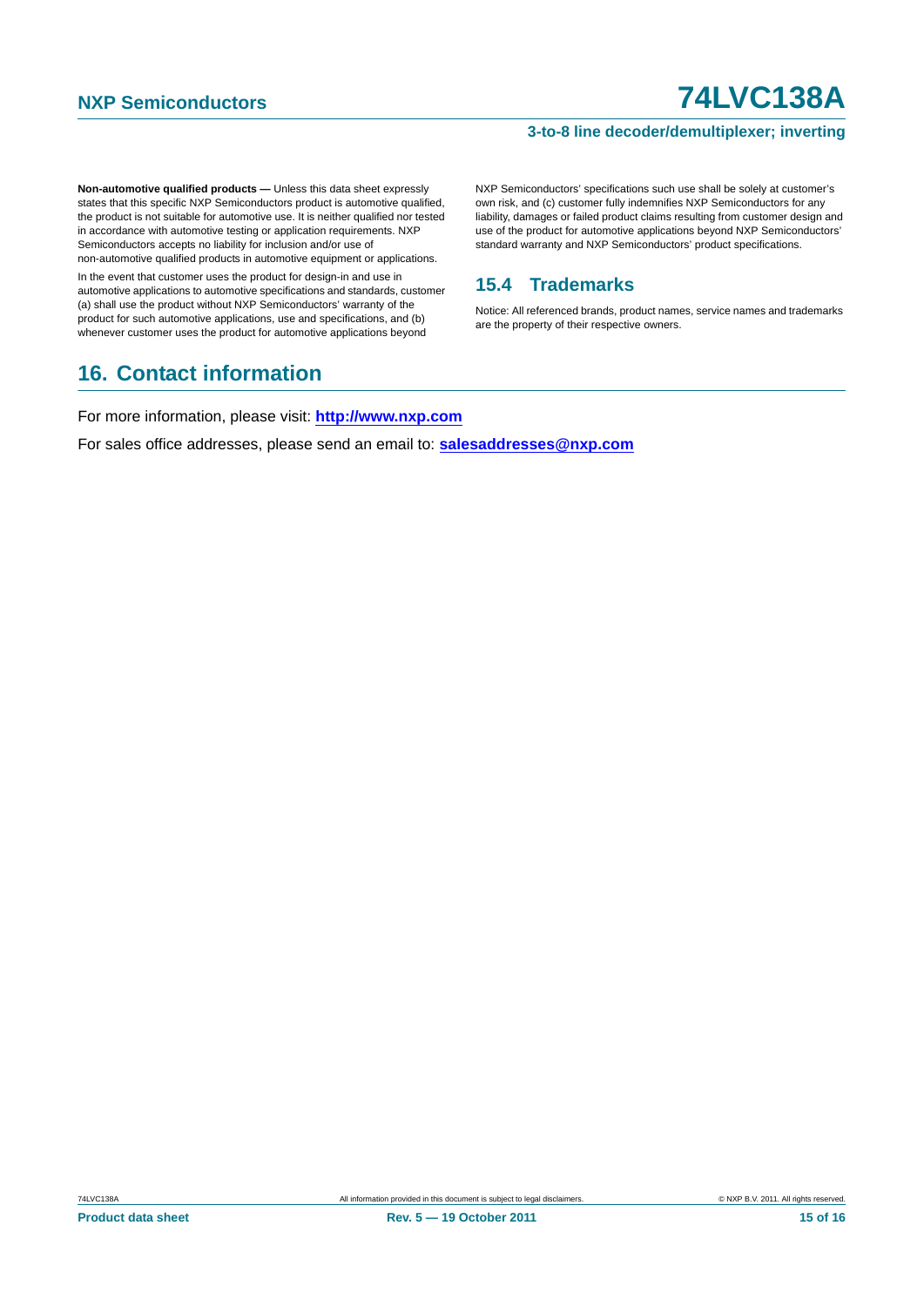**Non-automotive qualified products —** Unless this data sheet expressly states that this specific NXP Semiconductors product is automotive qualified, the product is not suitable for automotive use. It is neither qualified nor tested in accordance with automotive testing or application requirements. NXP Semiconductors accepts no liability for inclusion and/or use of non-automotive qualified products in automotive equipment or applications.

In the event that customer uses the product for design-in and use in automotive applications to automotive specifications and standards, customer (a) shall use the product without NXP Semiconductors' warranty of the product for such automotive applications, use and specifications, and (b) whenever customer uses the product for automotive applications beyond NXP Semiconductors' specifications such use shall be solely at customer's own risk, and (c) customer fully indemnifies NXP Semiconductors for any liability, damages or failed product claims resulting from customer design and use of the product for automotive applications beyond NXP Semiconductors' standard warranty and NXP Semiconductors' product specifications.

### 15.4 Trademarks

Notice: All referenced brands, product names, service names and trademarks are the property of their respective owners.

## 16. Contact information

For more information, please visit: **http://www.nxp.com**

For sales office addresses, please send an email to: **salesaddresses@nxp.com**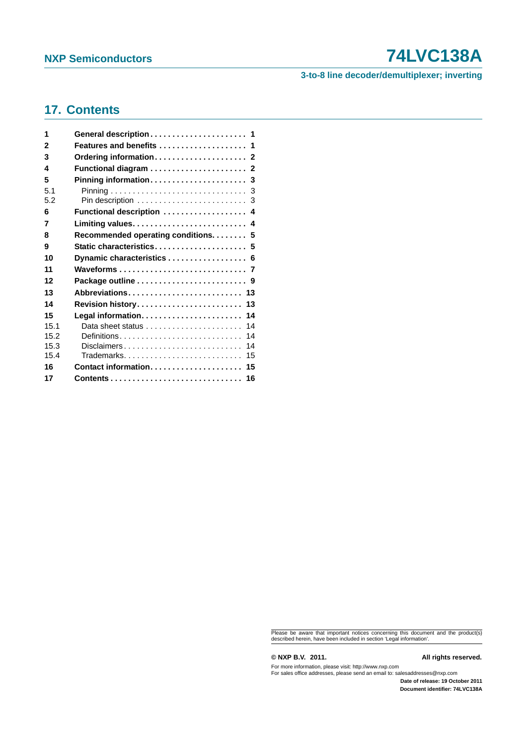## 17. Contents

| | | |
|---|---|---|
| **1** | **General description** | **1** |
| **2** | **Features and benefits** | **1** |
| **3** | **Ordering information** | **2** |
| **4** | **Functional diagram** | **2** |
| **5** | **Pinning information** | **3** |
| 5.1 | Pinning | 3 |
| 5.2 | Pin description | 3 |
| **6** | **Functional description** | **4** |
| **7** | **Limiting values** | **4** |
| **8** | **Recommended operating conditions** | **5** |
| **9** | **Static characteristics** | **5** |
| **10** | **Dynamic characteristics** | **6** |
| **11** | **Waveforms** | **7** |
| **12** | **Package outline** | **9** |
| **13** | **Abbreviations** | **13** |
| **14** | **Revision history** | **13** |
| **15** | **Legal information** | **14** |
| 15.1 | Data sheet status | 14 |
| 15.2 | Definitions | 14 |
| 15.3 | Disclaimers | 14 |
| 15.4 | Trademarks | 15 |
| **16** | **Contact information** | **15** |
| **17** | **Contents** | **16** |

Please be aware that important notices concerning this document and the product(s) described herein, have been included in section 'Legal information'.

**© NXP B.V. 2011.** **All rights reserved.**

For more information, please visit: http://www.nxp.com
For sales office addresses, please send an email to: salesaddresses@nxp.com

**Date of release: 19 October 2011**
**Document identifier: 74LVC138A**